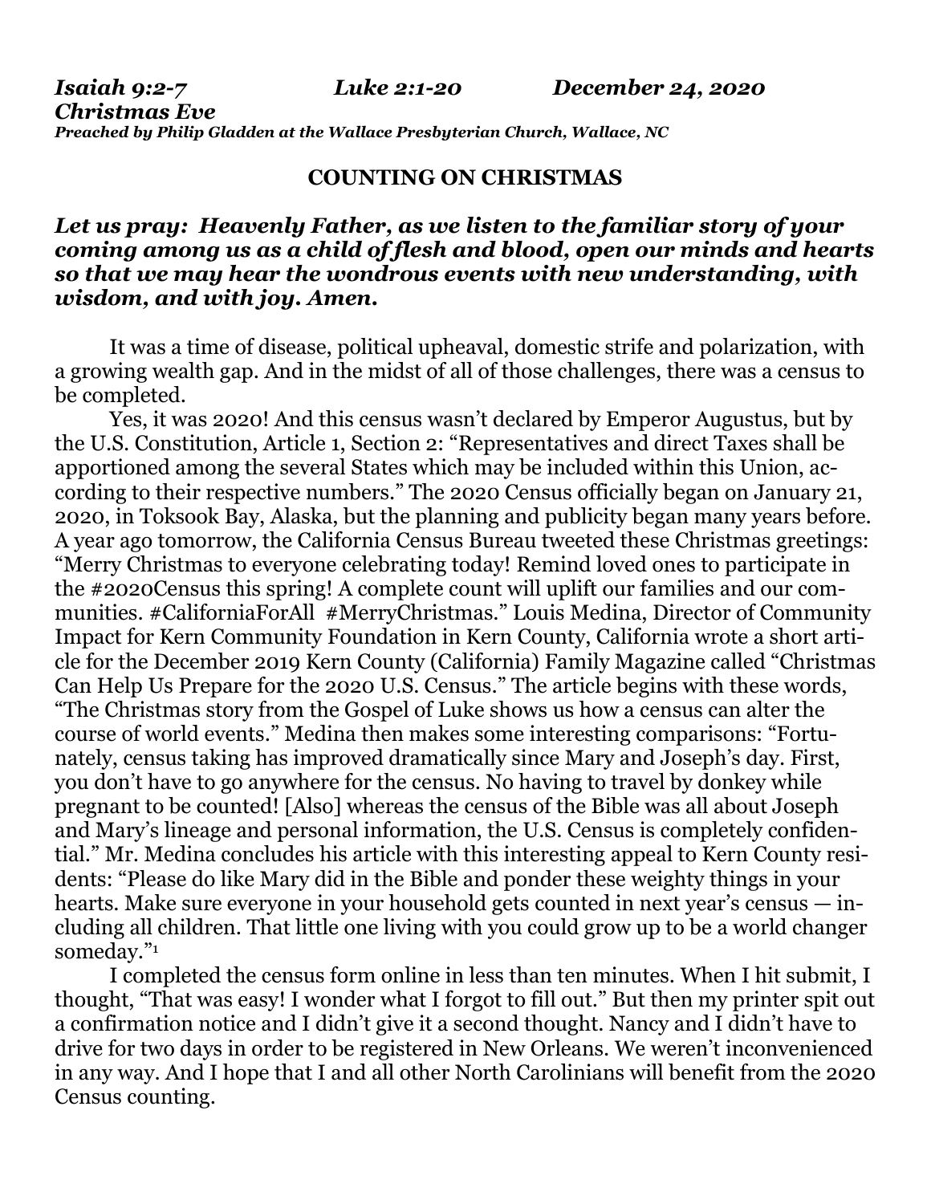***Isaiah 9:2-7 Luke 2:1-20 December 24, 2020***
***Christmas Eve***
***Preached by Philip Gladden at the Wallace Presbyterian Church, Wallace, NC***

## COUNTING ON CHRISTMAS

***Let us pray: Heavenly Father, as we listen to the familiar story of your coming among us as a child of flesh and blood, open our minds and hearts so that we may hear the wondrous events with new understanding, with wisdom, and with joy. Amen.***

It was a time of disease, political upheaval, domestic strife and polarization, with a growing wealth gap. And in the midst of all of those challenges, there was a census to be completed.

Yes, it was 2020! And this census wasn't declared by Emperor Augustus, but by the U.S. Constitution, Article 1, Section 2: "Representatives and direct Taxes shall be apportioned among the several States which may be included within this Union, according to their respective numbers." The 2020 Census officially began on January 21, 2020, in Toksook Bay, Alaska, but the planning and publicity began many years before. A year ago tomorrow, the California Census Bureau tweeted these Christmas greetings: "Merry Christmas to everyone celebrating today! Remind loved ones to participate in the #2020Census this spring! A complete count will uplift our families and our communities. #CaliforniaForAll #MerryChristmas." Louis Medina, Director of Community Impact for Kern Community Foundation in Kern County, California wrote a short article for the December 2019 Kern County (California) Family Magazine called "Christmas Can Help Us Prepare for the 2020 U.S. Census." The article begins with these words, "The Christmas story from the Gospel of Luke shows us how a census can alter the course of world events." Medina then makes some interesting comparisons: "Fortunately, census taking has improved dramatically since Mary and Joseph's day. First, you don't have to go anywhere for the census. No having to travel by donkey while pregnant to be counted! [Also] whereas the census of the Bible was all about Joseph and Mary's lineage and personal information, the U.S. Census is completely confidential." Mr. Medina concludes his article with this interesting appeal to Kern County residents: "Please do like Mary did in the Bible and ponder these weighty things in your hearts. Make sure everyone in your household gets counted in next year's census — including all children. That little one living with you could grow up to be a world changer someday."[1]

I completed the census form online in less than ten minutes. When I hit submit, I thought, "That was easy! I wonder what I forgot to fill out." But then my printer spit out a confirmation notice and I didn't give it a second thought. Nancy and I didn't have to drive for two days in order to be registered in New Orleans. We weren't inconvenienced in any way. And I hope that I and all other North Carolinians will benefit from the 2020 Census counting.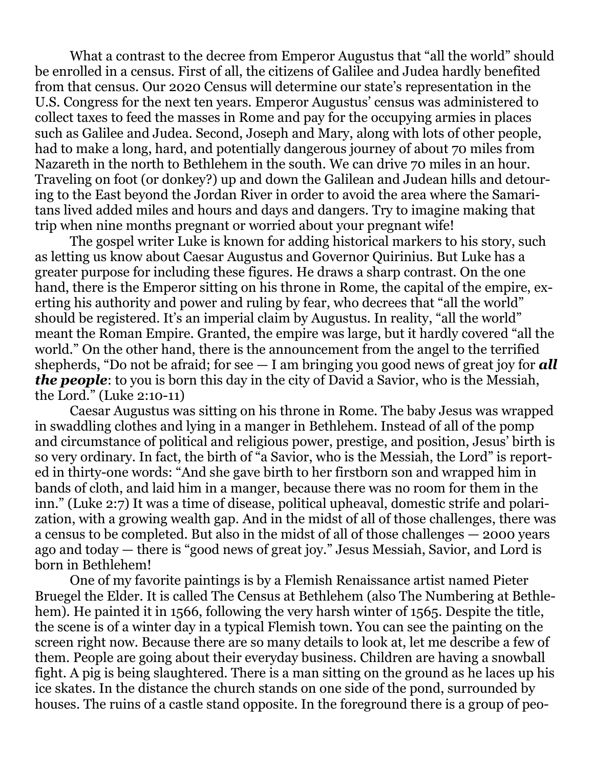What a contrast to the decree from Emperor Augustus that "all the world" should be enrolled in a census. First of all, the citizens of Galilee and Judea hardly benefited from that census. Our 2020 Census will determine our state's representation in the U.S. Congress for the next ten years. Emperor Augustus' census was administered to collect taxes to feed the masses in Rome and pay for the occupying armies in places such as Galilee and Judea. Second, Joseph and Mary, along with lots of other people, had to make a long, hard, and potentially dangerous journey of about 70 miles from Nazareth in the north to Bethlehem in the south. We can drive 70 miles in an hour. Traveling on foot (or donkey?) up and down the Galilean and Judean hills and detouring to the East beyond the Jordan River in order to avoid the area where the Samaritans lived added miles and hours and days and dangers. Try to imagine making that trip when nine months pregnant or worried about your pregnant wife!

The gospel writer Luke is known for adding historical markers to his story, such as letting us know about Caesar Augustus and Governor Quirinius. But Luke has a greater purpose for including these figures. He draws a sharp contrast. On the one hand, there is the Emperor sitting on his throne in Rome, the capital of the empire, exerting his authority and power and ruling by fear, who decrees that "all the world" should be registered. It's an imperial claim by Augustus. In reality, "all the world" meant the Roman Empire. Granted, the empire was large, but it hardly covered "all the world." On the other hand, there is the announcement from the angel to the terrified shepherds, "Do not be afraid; for see — I am bringing you good news of great joy for ***all the people***: to you is born this day in the city of David a Savior, who is the Messiah, the Lord." (Luke 2:10-11)

Caesar Augustus was sitting on his throne in Rome. The baby Jesus was wrapped in swaddling clothes and lying in a manger in Bethlehem. Instead of all of the pomp and circumstance of political and religious power, prestige, and position, Jesus' birth is so very ordinary. In fact, the birth of "a Savior, who is the Messiah, the Lord" is reported in thirty-one words: "And she gave birth to her firstborn son and wrapped him in bands of cloth, and laid him in a manger, because there was no room for them in the inn." (Luke 2:7) It was a time of disease, political upheaval, domestic strife and polarization, with a growing wealth gap. And in the midst of all of those challenges, there was a census to be completed. But also in the midst of all of those challenges — 2000 years ago and today — there is "good news of great joy." Jesus Messiah, Savior, and Lord is born in Bethlehem!

One of my favorite paintings is by a Flemish Renaissance artist named Pieter Bruegel the Elder. It is called The Census at Bethlehem (also The Numbering at Bethlehem). He painted it in 1566, following the very harsh winter of 1565. Despite the title, the scene is of a winter day in a typical Flemish town. You can see the painting on the screen right now. Because there are so many details to look at, let me describe a few of them. People are going about their everyday business. Children are having a snowball fight. A pig is being slaughtered. There is a man sitting on the ground as he laces up his ice skates. In the distance the church stands on one side of the pond, surrounded by houses. The ruins of a castle stand opposite. In the foreground there is a group of peo-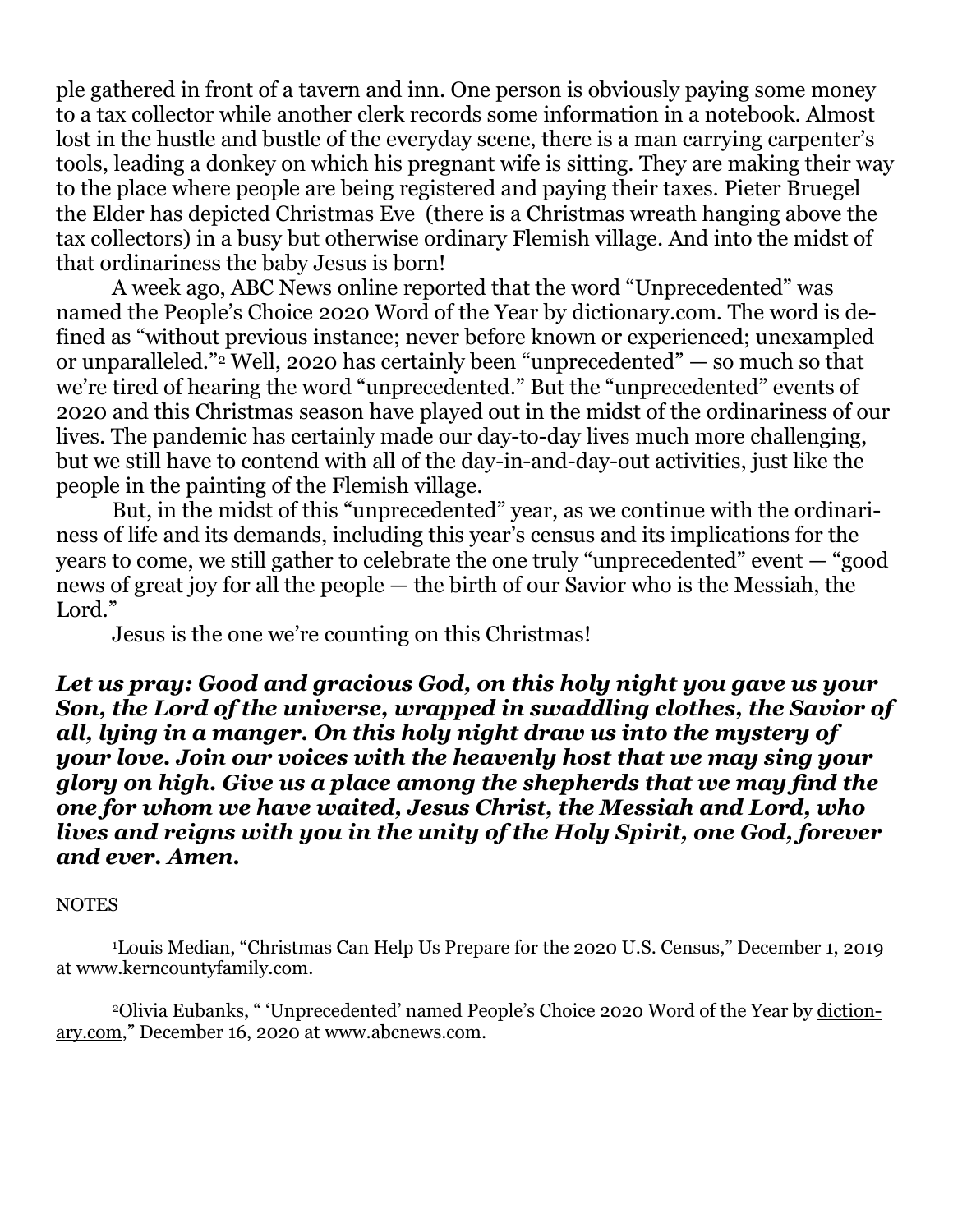ple gathered in front of a tavern and inn. One person is obviously paying some money to a tax collector while another clerk records some information in a notebook. Almost lost in the hustle and bustle of the everyday scene, there is a man carrying carpenter's tools, leading a donkey on which his pregnant wife is sitting. They are making their way to the place where people are being registered and paying their taxes. Pieter Bruegel the Elder has depicted Christmas Eve (there is a Christmas wreath hanging above the tax collectors) in a busy but otherwise ordinary Flemish village. And into the midst of that ordinariness the baby Jesus is born!

A week ago, ABC News online reported that the word "Unprecedented" was named the People's Choice 2020 Word of the Year by dictionary.com. The word is defined as "without previous instance; never before known or experienced; unexampled or unparalleled."[2] Well, 2020 has certainly been "unprecedented" — so much so that we're tired of hearing the word "unprecedented." But the "unprecedented" events of 2020 and this Christmas season have played out in the midst of the ordinariness of our lives. The pandemic has certainly made our day-to-day lives much more challenging, but we still have to contend with all of the day-in-and-day-out activities, just like the people in the painting of the Flemish village.

But, in the midst of this "unprecedented" year, as we continue with the ordinariness of life and its demands, including this year's census and its implications for the years to come, we still gather to celebrate the one truly "unprecedented" event — "good news of great joy for all the people — the birth of our Savior who is the Messiah, the Lord."

Jesus is the one we're counting on this Christmas!

***Let us pray: Good and gracious God, on this holy night you gave us your Son, the Lord of the universe, wrapped in swaddling clothes, the Savior of all, lying in a manger. On this holy night draw us into the mystery of your love. Join our voices with the heavenly host that we may sing your glory on high. Give us a place among the shepherds that we may find the one for whom we have waited, Jesus Christ, the Messiah and Lord, who lives and reigns with you in the unity of the Holy Spirit, one God, forever and ever. Amen.***

NOTES

[1]Louis Median, "Christmas Can Help Us Prepare for the 2020 U.S. Census," December 1, 2019 at www.kerncountyfamily.com.

[2]Olivia Eubanks, " 'Unprecedented' named People's Choice 2020 Word of the Year by dictionary.com," December 16, 2020 at www.abcnews.com.